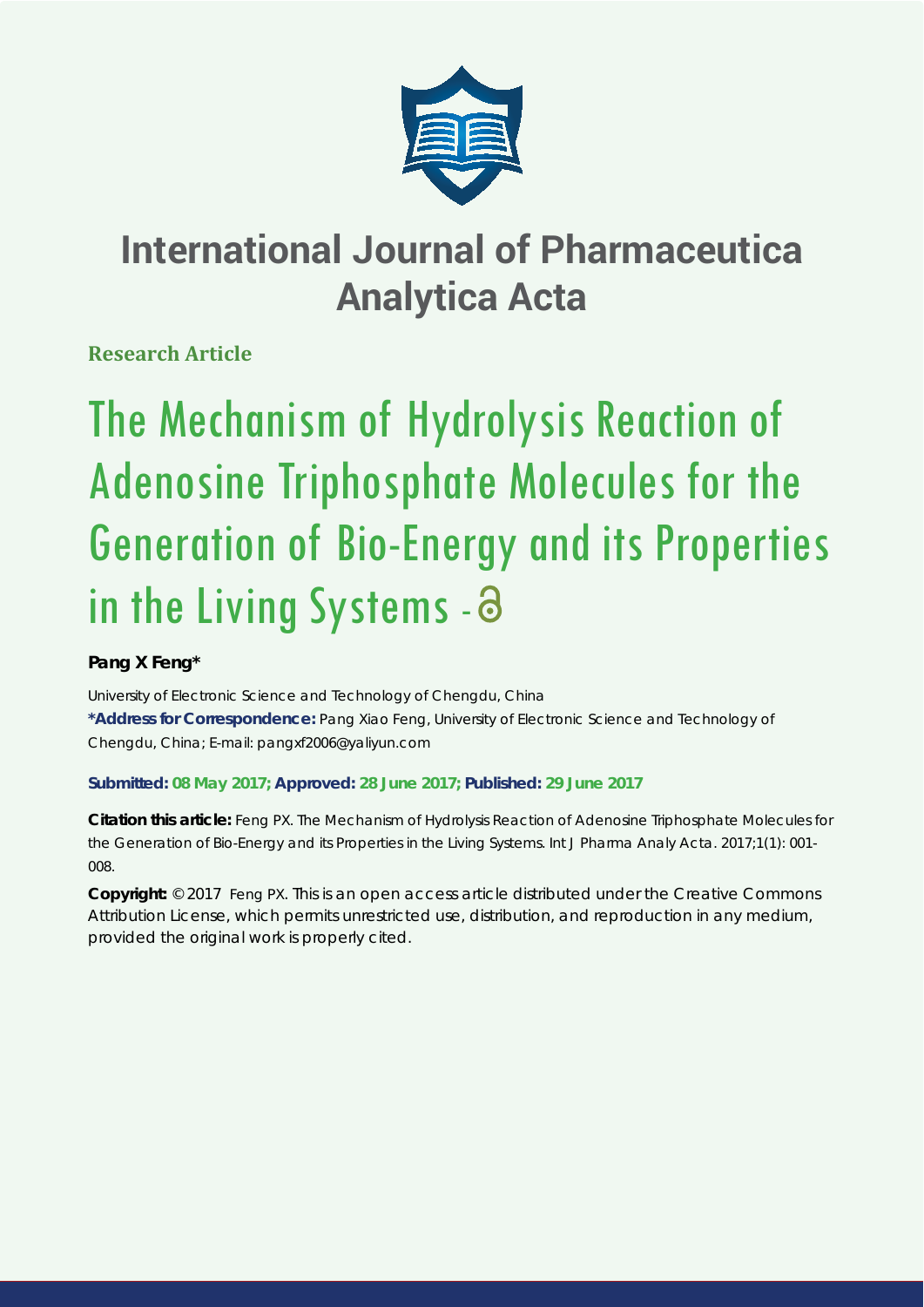# International Journal of Pharmaceutica Analytica Acta

**Research Article**

# The Mechanism of Hydrolysis Reaction of Adenosine Triphosphate Molecules for the Generation of Bio-Energy and its Properties in the Living Systems

**Pang X Feng***

University of Electronic Science and Technology of Chengdu, China

***Address for Correspondence:** Pang Xiao Feng, University of Electronic Science and Technology of Chengdu, China; E-mail: pangxf2006@yaliyun.com

**Submitted: 08 May 2017; Approved: 28 June 2017; Published: 29 June 2017**

**Citation this article:** Feng PX. The Mechanism of Hydrolysis Reaction of Adenosine Triphosphate Molecules for the Generation of Bio-Energy and its Properties in the Living Systems. Int J Pharma Analy Acta. 2017;1(1): 001-008.

**Copyright:** © 2017 Feng PX. This is an open access article distributed under the Creative Commons Attribution License, which permits unrestricted use, distribution, and reproduction in any medium, provided the original work is properly cited.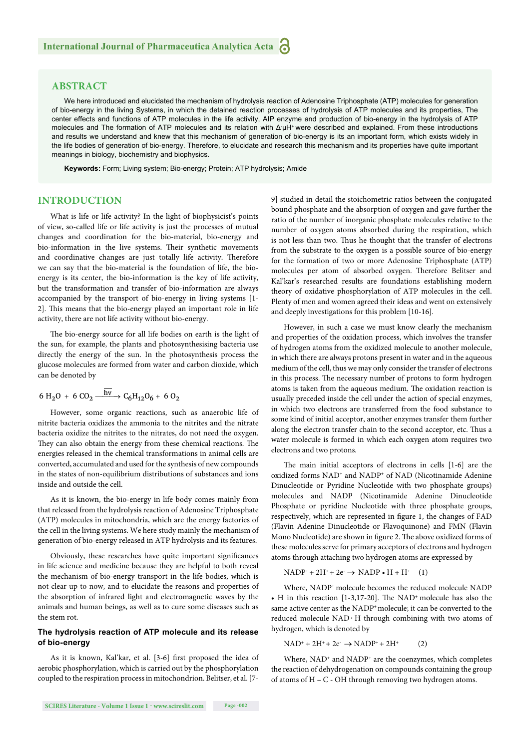## ABSTRACT

We here introduced and elucidated the mechanism of hydrolysis reaction of Adenosine Triphosphate (ATP) molecules for generation of bio-energy in the living Systems, in which the detained reaction processes of hydrolysis of ATP molecules and its properties, The center effects and functions of ATP molecules in the life activity, AIP enzyme and production of bio-energy in the hydrolysis of ATP molecules and The formation of ATP molecules and its relation with $\Delta^{-}\mu H^{+}$ were described and explained. From these introductions and results we understand and knew that this mechanism of generation of bio-energy is its an important form, which exists widely in the life bodies of generation of bio-energy. Therefore, to elucidate and research this mechanism and its properties have quite important meanings in biology, biochemistry and biophysics.

**Keywords:** Form; Living system; Bio-energy; Protein; ATP hydrolysis; Amide

## INTRODUCTION

What is life or life activity? In the light of biophysicist's points of view, so-called life or life activity is just the processes of mutual changes and coordination for the bio-material, bio-energy and bio-information in the live systems. Their synthetic movements and coordinative changes are just totally life activity. Therefore we can say that the bio-material is the foundation of life, the bio-energy is its center, the bio-information is the key of life activity, but the transformation and transfer of bio-information are always accompanied by the transport of bio-energy in living systems [1-2]. This means that the bio-energy played an important role in life activity, there are not life activity without bio-energy.

The bio-energy source for all life bodies on earth is the light of the sun, for example, the plants and photosynthesising bacteria use directly the energy of the sun. In the photosynthesis process the glucose molecules are formed from water and carbon dioxide, which can be denoted by

$$6\,H_2O + 6\,CO_2 \xrightarrow{\overline{h\nu}} C_6H_{12}O_6 + 6\,O_2$$

However, some organic reactions, such as anaerobic life of nitrite bacteria oxidizes the ammonia to the nitrites and the nitrate bacteria oxidize the nitrites to the nitrates, do not need the oxygen. They can also obtain the energy from these chemical reactions. The energies released in the chemical transformations in animal cells are converted, accumulated and used for the synthesis of new compounds in the states of non-equilibrium distributions of substances and ions inside and outside the cell.

As it is known, the bio-energy in life body comes mainly from that released from the hydrolysis reaction of Adenosine Triphosphate (ATP) molecules in mitochondria, which are the energy factories of the cell in the living systems. We here study mainly the mechanism of generation of bio-energy released in ATP hydrolysis and its features.

Obviously, these researches have quite important significances in life science and medicine because they are helpful to both reveal the mechanism of bio-energy transport in the life bodies, which is not clear up to now, and to elucidate the reasons and properties of the absorption of infrared light and electromagnetic waves by the animals and human beings, as well as to cure some diseases such as the stem rot.

### The hydrolysis reaction of ATP molecule and its release of bio-energy

As it is known, Kal'kar, et al. [3-6] first proposed the idea of aerobic phosphorylation, which is carried out by the phosphorylation coupled to the respiration process in mitochondrion. Belitser, et al. [7-9] studied in detail the stoichometric ratios between the conjugated bound phosphate and the absorption of oxygen and gave further the ratio of the number of inorganic phosphate molecules relative to the number of oxygen atoms absorbed during the respiration, which is not less than two. Thus he thought that the transfer of electrons from the substrate to the oxygen is a possible source of bio-energy for the formation of two or more Adenosine Triphosphate (ATP) molecules per atom of absorbed oxygen. Therefore Belitser and Kal'kar's researched results are foundations establishing modern theory of oxidative phosphorylation of ATP molecules in the cell. Plenty of men and women agreed their ideas and went on extensively and deeply investigations for this problem [10-16].

However, in such a case we must know clearly the mechanism and properties of the oxidation process, which involves the transfer of hydrogen atoms from the oxidized molecule to another molecule, in which there are always protons present in water and in the aqueous medium of the cell, thus we may only consider the transfer of electrons in this process. The necessary number of protons to form hydrogen atoms is taken from the aqueous medium. The oxidation reaction is usually preceded inside the cell under the action of special enzymes, in which two electrons are transferred from the food substance to some kind of initial acceptor, another enzymes transfer them further along the electron transfer chain to the second acceptor, etc. Thus a water molecule is formed in which each oxygen atom requires two electrons and two protons.

The main initial acceptors of electrons in cells [1-6] are the oxidized forms $NAD^+$ and $NADP^+$ of NAD (Nicotinamide Adenine Dinucleotide or Pyridine Nucleotide with two phosphate groups) molecules and NADP (Nicotinamide Adenine Dinucleotide Phosphate or pyridine Nucleotide with three phosphate groups, respectively, which are represented in figure 1, the changes of FAD (Flavin Adenine Dinucleotide or Flavoquinone) and FMN (Flavin Mono Nucleotide) are shown in figure 2. The above oxidized forms of these molecules serve for primary acceptors of electrons and hydrogen atoms through attaching two hydrogen atoms are expressed by

$$NADP^+ + 2H^+ + 2e^- \rightarrow NADP \bullet H + H^+ \quad (1)$$

Where, $NADP^+$ molecule becomes the reduced molecule NADP • H in this reaction [1-3,17-20]. The $NAD^+$ molecule has also the same active center as the $NADP^+$ molecule; it can be converted to the reduced molecule NAD · H through combining with two atoms of hydrogen, which is denoted by

$$NAD^+ + 2H^+ + 2e^- \rightarrow NADP^+ + 2H^+ \quad (2)$$

Where, $NAD^+$ and $NADP^+$ are the coenzymes, which completes the reaction of dehydrogenation on compounds containing the group of atoms of H – C - OH through removing two hydrogen atoms.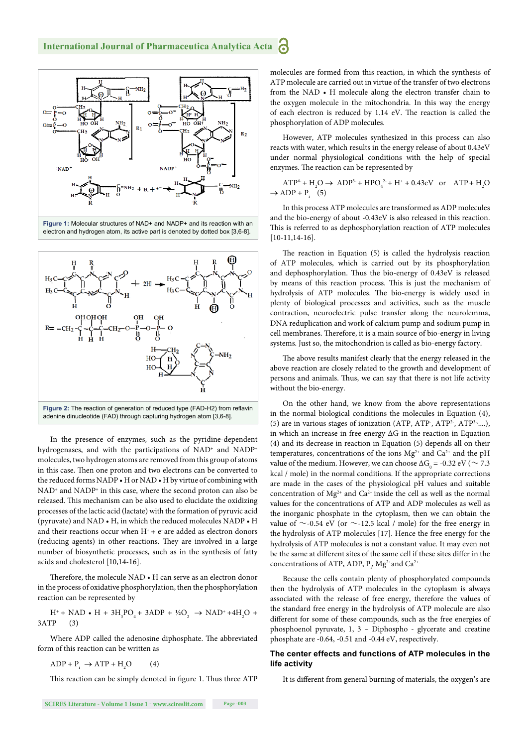Figure 1: Molecular structures of NAD+ and NADP+ and its reaction with an electron and hydrogen atom, its active part is denoted by dotted box [3,6-8].

Figure 2: The reaction of generation of reduced type (FAD-H2) from reflavin adenine dinucleotide (FAD) through capturing hydrogen atom [3,6-8].

In the presence of enzymes, such as the pyridine-dependent hydrogenases, and with the participations of $NAD^+$ and $NADP^+$ molecules, two hydrogen atoms are removed from this group of atoms in this case. Then one proton and two electrons can be converted to the reduced forms NADP • H or NAD • H by virtue of combining with $NAD^+$ and $NADP^+$ in this case, where the second proton can also be released. This mechanism can be also used to elucidate the oxidizing processes of the lactic acid (lactate) with the formation of pyruvic acid (pyruvate) and NAD • H, in which the reduced molecules NADP • H and their reactions occur when $H^+ + e^-$ are added as electron donors (reducing agents) in other reactions. They are involved in a large number of biosynthetic processes, such as in the synthesis of fatty acids and cholesterol [10,14-16].

Therefore, the molecule NAD • H can serve as an electron donor in the process of oxidative phosphorylation, then the phosphorylation reaction can be represented by

$$H^+ + NAD \bullet H + 3H_3PO_4 + 3ADP + ½O_2 \rightarrow NAD^+ + 4H_2O + 3ATP \quad (3)$$

Where ADP called the adenosine diphosphate. The abbreviated form of this reaction can be written as

$$ADP + P_i \rightarrow ATP + H_2O \quad (4)$$

This reaction can be simply denoted in figure 1. Thus three ATP molecules are formed from this reaction, in which the synthesis of ATP molecule are carried out in virtue of the transfer of two electrons from the NAD • H molecule along the electron transfer chain to the oxygen molecule in the mitochondria. In this way the energy of each electron is reduced by 1.14 eV. The reaction is called the phosphorylation of ADP molecules.

However, ATP molecules synthesized in this process can also reacts with water, which results in the energy release of about 0.43eV under normal physiological conditions with the help of special enzymes. The reaction can be represented by

$$ATP^{4-} + H_2O \rightarrow ADP^{3-} + HPO_4^{2-} + H^+ + 0.43eV \quad \text{or} \quad ATP + H_2O \rightarrow ADP + P_i \quad (5)$$

In this process ATP molecules are transformed as ADP molecules and the bio-energy of about -0.43eV is also released in this reaction. This is referred to as dephosphorylation reaction of ATP molecules [10-11,14-16].

The reaction in Equation (5) is called the hydrolysis reaction of ATP molecules, which is carried out by its phosphorylation and dephosphorylation. Thus the bio-energy of 0.43eV is released by means of this reaction process. This is just the mechanism of hydrolysis of ATP molecules. The bio-energy is widely used in plenty of biological processes and activities, such as the muscle contraction, neuroelectric pulse transfer along the neurolemma, DNA reduplication and work of calcium pump and sodium pump in cell membranes. Therefore, it is a main source of bio-energy in living systems. Just so, the mitochondrion is called as bio-energy factory.

The above results manifest clearly that the energy released in the above reaction are closely related to the growth and development of persons and animals. Thus, we can say that there is not life activity without the bio-energy.

On the other hand, we know from the above representations in the normal biological conditions the molecules in Equation (4), (5) are in various stages of ionization (ATP, $ATP^-$, $ATP^{2-}$, $ATP^{3-}$....), in which an increase in free energy ΔG in the reaction in Equation (4) and its decrease in reaction in Equation (5) depends all on their temperatures, concentrations of the ions $Mg^{2+}$ and $Ca^{2+}$ and the pH value of the medium. However, we can choose $\Delta G_0 = -0.32$ eV (~ 7.3 kcal / mole) in the normal conditions. If the appropriate corrections are made in the cases of the physiological pH values and suitable concentration of $Mg^{2+}$ and $Ca^{2+}$ inside the cell as well as the normal values for the concentrations of ATP and ADP molecules as well as the inorganic phosphate in the cytoplasm, then we can obtain the value of ~-0.54 eV (or ~-12.5 kcal / mole) for the free energy in the hydrolysis of ATP molecules [17]. Hence the free energy for the hydrolysis of ATP molecules is not a constant value. It may even not be the same at different sites of the same cell if these sites differ in the concentrations of ATP, ADP, $P_i$, $Mg^{2+}$and $Ca^{2+}$.

Because the cells contain plenty of phosphorylated compounds then the hydrolysis of ATP molecules in the cytoplasm is always associated with the release of free energy, therefore the values of the standard free energy in the hydrolysis of ATP molecule are also different for some of these compounds, such as the free energies of phosphoenol pyruvate, 1, 3 – Diphospho - glycerate and creatine phosphate are -0.64, -0.51 and -0.44 eV, respectively.

## The center effects and functions of ATP molecules in the life activity

It is different from general burning of materials, the oxygen's are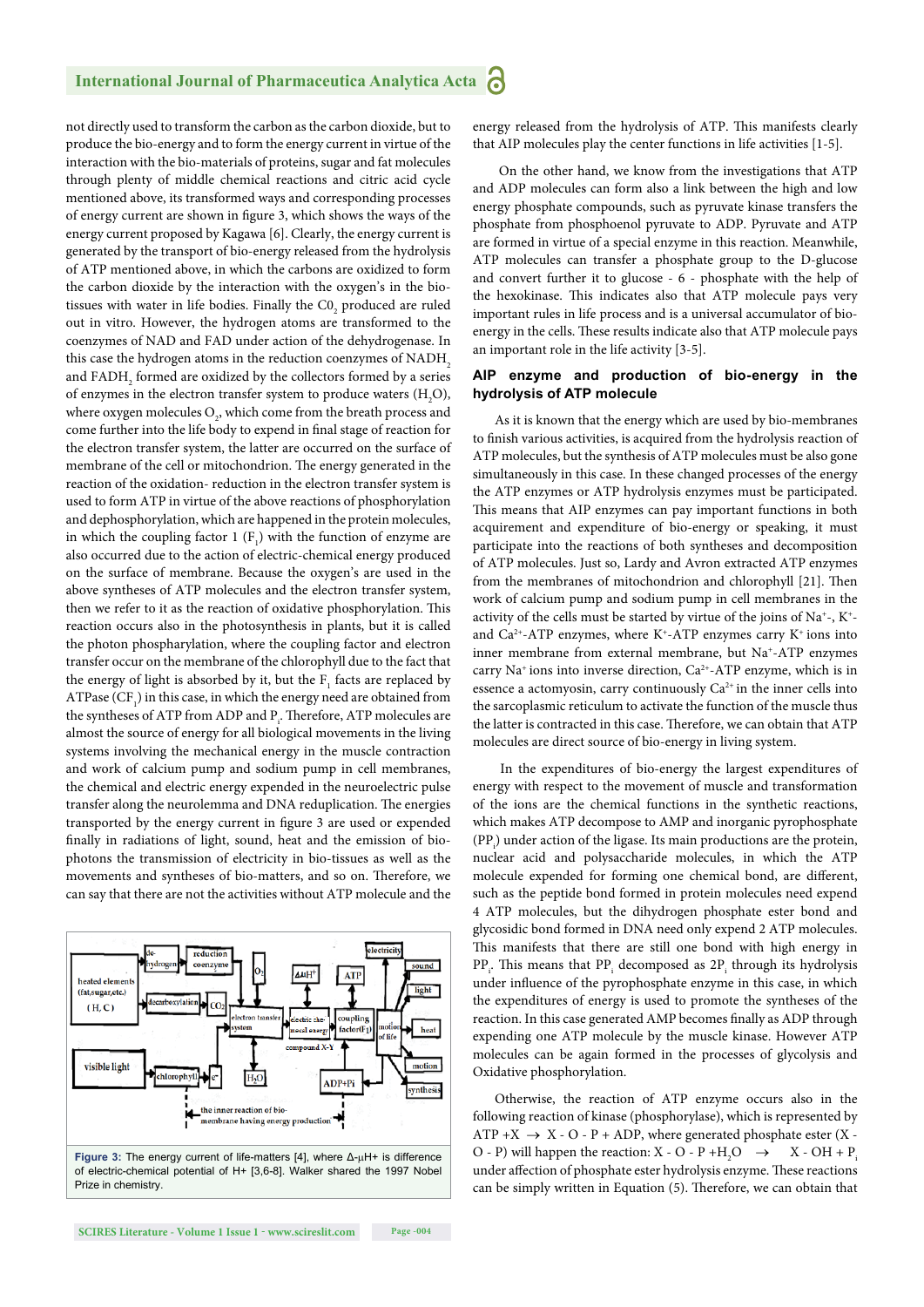not directly used to transform the carbon as the carbon dioxide, but to produce the bio-energy and to form the energy current in virtue of the interaction with the bio-materials of proteins, sugar and fat molecules through plenty of middle chemical reactions and citric acid cycle mentioned above, its transformed ways and corresponding processes of energy current are shown in figure 3, which shows the ways of the energy current proposed by Kagawa [6]. Clearly, the energy current is generated by the transport of bio-energy released from the hydrolysis of ATP mentioned above, in which the carbons are oxidized to form the carbon dioxide by the interaction with the oxygen's in the bio-tissues with water in life bodies. Finally the $C0_2$ produced are ruled out in vitro. However, the hydrogen atoms are transformed to the coenzymes of NAD and FAD under action of the dehydrogenase. In this case the hydrogen atoms in the reduction coenzymes of $NADH_2$ and $FADH_2$ formed are oxidized by the collectors formed by a series of enzymes in the electron transfer system to produce waters ($H_2O$), where oxygen molecules $O_2$, which come from the breath process and come further into the life body to expend in final stage of reaction for the electron transfer system, the latter are occurred on the surface of membrane of the cell or mitochondrion. The energy generated in the reaction of the oxidation- reduction in the electron transfer system is used to form ATP in virtue of the above reactions of phosphorylation and dephosphorylation, which are happened in the protein molecules, in which the coupling factor 1 ($F_1$) with the function of enzyme are also occurred due to the action of electric-chemical energy produced on the surface of membrane. Because the oxygen's are used in the above syntheses of ATP molecules and the electron transfer system, then we refer to it as the reaction of oxidative phosphorylation. This reaction occurs also in the photosynthesis in plants, but it is called the photon phospharylation, where the coupling factor and electron transfer occur on the membrane of the chlorophyll due to the fact that the energy of light is absorbed by it, but the $F_1$ facts are replaced by ATPase ($CF_1$) in this case, in which the energy need are obtained from the syntheses of ATP from ADP and $P_i$. Therefore, ATP molecules are almost the source of energy for all biological movements in the living systems involving the mechanical energy in the muscle contraction and work of calcium pump and sodium pump in cell membranes, the chemical and electric energy expended in the neuroelectric pulse transfer along the neurolemma and DNA reduplication. The energies transported by the energy current in figure 3 are used or expended finally in radiations of light, sound, heat and the emission of bio-photons the transmission of electricity in bio-tissues as well as the movements and syntheses of bio-matters, and so on. Therefore, we can say that there are not the activities without ATP molecule and the energy released from the hydrolysis of ATP. This manifests clearly that AIP molecules play the center functions in life activities [1-5].

Figure 3: The energy current of life-matters [4], where $\Delta$-μH+ is difference of electric-chemical potential of H+ [3,6-8]. Walker shared the 1997 Nobel Prize in chemistry.

On the other hand, we know from the investigations that ATP and ADP molecules can form also a link between the high and low energy phosphate compounds, such as pyruvate kinase transfers the phosphate from phosphoenol pyruvate to ADP. Pyruvate and ATP are formed in virtue of a special enzyme in this reaction. Meanwhile, ATP molecules can transfer a phosphate group to the D-glucose and convert further it to glucose - 6 - phosphate with the help of the hexokinase. This indicates also that ATP molecule pays very important rules in life process and is a universal accumulator of bio-energy in the cells. These results indicate also that ATP molecule pays an important role in the life activity [3-5].

## AIP enzyme and production of bio-energy in the hydrolysis of ATP molecule

As it is known that the energy which are used by bio-membranes to finish various activities, is acquired from the hydrolysis reaction of ATP molecules, but the synthesis of ATP molecules must be also gone simultaneously in this case. In these changed processes of the energy the ATP enzymes or ATP hydrolysis enzymes must be participated. This means that AIP enzymes can pay important functions in both acquirement and expenditure of bio-energy or speaking, it must participate into the reactions of both syntheses and decomposition of ATP molecules. Just so, Lardy and Avron extracted ATP enzymes from the membranes of mitochondrion and chlorophyll [21]. Then work of calcium pump and sodium pump in cell membranes in the activity of the cells must be started by virtue of the joins of $Na^+$-, $K^+$- and $Ca^{2+}$-ATP enzymes, where $K^+$-ATP enzymes carry $K^+$ ions into inner membrane from external membrane, but $Na^+$-ATP enzymes carry $Na^+$ ions into inverse direction, $Ca^{2+}$-ATP enzyme, which is in essence a actomyosin, carry continuously $Ca^{2+}$ in the inner cells into the sarcoplasmic reticulum to activate the function of the muscle thus the latter is contracted in this case. Therefore, we can obtain that ATP molecules are direct source of bio-energy in living system.

In the expenditures of bio-energy the largest expenditures of energy with respect to the movement of nucleic acid and transformation of the ions are the chemical functions in the synthetic reactions, which makes ATP decompose to AMP and inorganic pyrophosphate ($PP_i$) under action of the ligase. Its main productions are the protein, nuclear acid and polysaccharide molecules, in which the ATP molecule expended for forming one chemical bond, are different, such as the peptide bond formed in protein molecules need expend 4 ATP molecules, but the dihydrogen phosphate ester bond and glycosidic bond formed in DNA need only expend 2 ATP molecules. This manifests that there are still one bond with high energy in $PP_i$. This means that $PP_i$ decomposed as $2P_i$ through its hydrolysis under influence of the pyrophosphate enzyme in this case, in which the expenditures of energy is used to promote the syntheses of the reaction. In this case generated AMP becomes finally as ADP through expending one ATP molecule by the muscle kinase. However ATP molecules can be again formed in the processes of glycolysis and Oxidative phosphorylation.

Otherwise, the reaction of ATP enzyme occurs also in the following reaction of kinase (phosphorylase), which is represented by ATP +X $\rightarrow$ X - O - P + ADP, where generated phosphate ester (X - O - P) will happen the reaction: X - O - P $+H_2O$ $\rightarrow$ X - OH + $P_i$ under affection of phosphate ester hydrolysis enzyme. These reactions can be simply written in Equation (5). Therefore, we can obtain that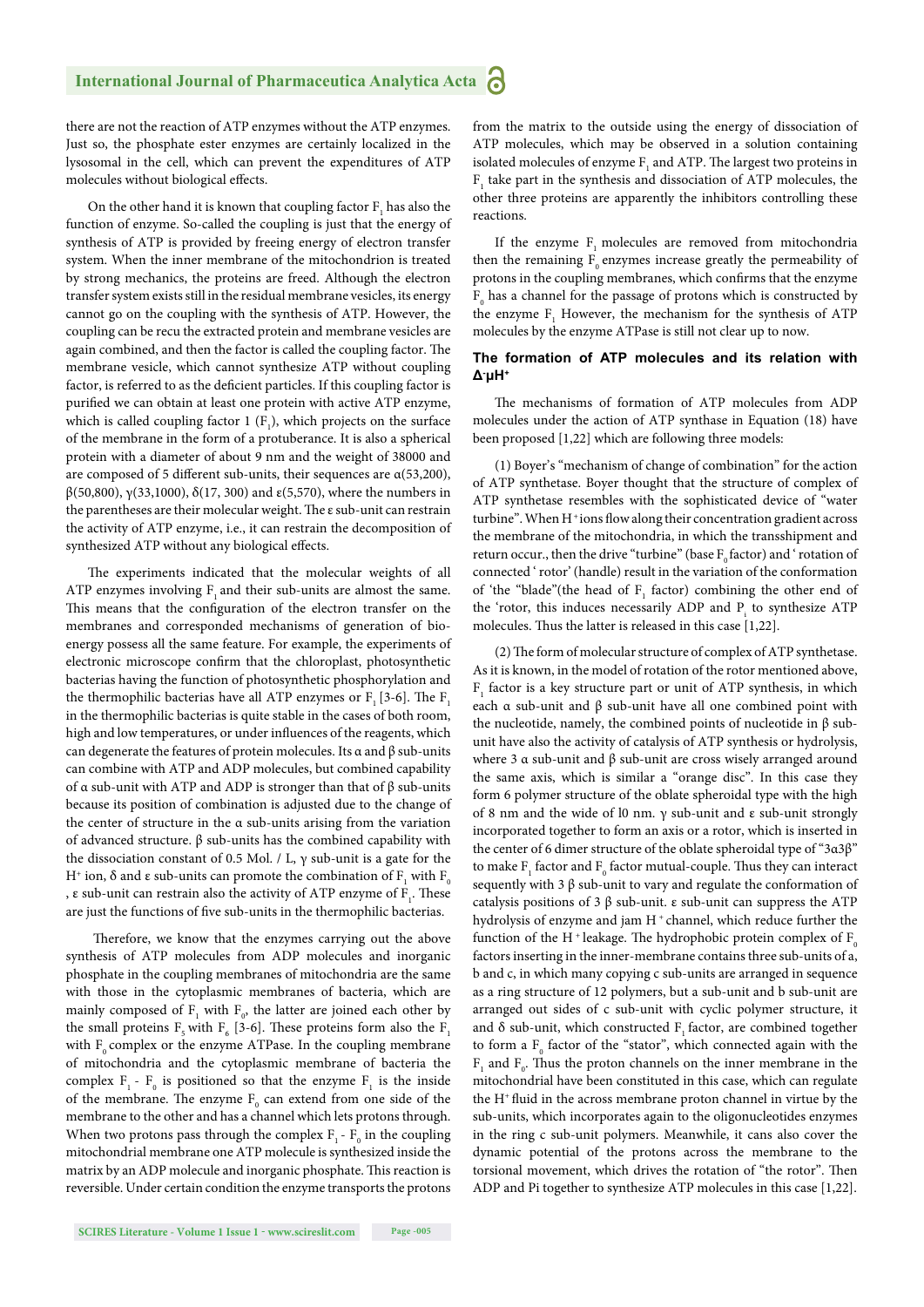there are not the reaction of ATP enzymes without the ATP enzymes. Just so, the phosphate ester enzymes are certainly localized in the lysosomal in the cell, which can prevent the expenditures of ATP molecules without biological effects.

On the other hand it is known that coupling factor $F_1$ has also the function of enzyme. So-called the coupling is just that the energy of synthesis of ATP is provided by freeing energy of electron transfer system. When the inner membrane of the mitochondrion is treated by strong mechanics, the proteins are freed. Although the electron transfer system exists still in the residual membrane vesicles, its energy cannot go on the coupling with the synthesis of ATP. However, the coupling can be recu the extracted protein and membrane vesicles are again combined, and then the factor is called the coupling factor. The membrane vesicle, which cannot synthesize ATP without coupling factor, is referred to as the deficient particles. If this coupling factor is purified we can obtain at least one protein with active ATP enzyme, which is called coupling factor 1 ($F_1$), which projects on the surface of the membrane in the form of a protuberance. It is also a spherical protein with a diameter of about 9 nm and the weight of 38000 and are composed of 5 different sub-units, their sequences are α(53,200), β(50,800), γ(33,1000), δ(17, 300) and ε(5,570), where the numbers in the parentheses are their molecular weight. The ε sub-unit can restrain the activity of ATP enzyme, i.e., it can restrain the decomposition of synthesized ATP without any biological effects.

The experiments indicated that the molecular weights of all ATP enzymes involving $F_1$ and their sub-units are almost the same. This means that the configuration of the electron transfer on the membranes and corresponded mechanisms of generation of bio-energy possess all the same feature. For example, the experiments of electronic microscope confirm that the chloroplast, photosynthetic bacterias having the function of photosynthetic phosphorylation and the thermophilic bacterias have all ATP enzymes or $F_1$ [3-6]. The $F_1$ in the thermophilic bacterias is quite stable in the cases of both room, high and low temperatures, or under influences of the reagents, which can degenerate the features of protein molecules. Its α and β sub-units can combine with ATP and ADP molecules, but combined capability of α sub-unit with ATP and ADP is stronger than that of β sub-units because its position of combination is adjusted due to the change of the center of structure in the α sub-units arising from the variation of advanced structure. β sub-units has the combined capability with the dissociation constant of 0.5 Mol. / L, γ sub-unit is a gate for the $H^+$ ion, δ and ε sub-units can promote the combination of $F_1$ with $F_0$, ε sub-unit can restrain also the activity of ATP enzyme of $F_1$. These are just the functions of five sub-units in the thermophilic bacterias.

Therefore, we know that the enzymes carrying out the above synthesis of ATP molecules from ADP molecules and inorganic phosphate in the coupling membranes of mitochondria are the same with those in the cytoplasmic membranes of bacteria, which are mainly composed of $F_1$ with $F_0$, the latter are joined each other by the small proteins $F_5$ with $F_6$ [3-6]. These proteins form also the $F_1$ with $F_0$ complex or the enzyme ATPase. In the coupling membrane of mitochondria and the cytoplasmic membrane of bacteria the complex $F_1$ - $F_0$ is positioned so that the enzyme $F_1$ is the inside of the membrane. The enzyme $F_0$ can extend from one side of the membrane to the other and has a channel which lets protons through. When two protons pass through the complex $F_1$ - $F_0$ in the coupling mitochondrial membrane one ATP molecule is synthesized inside the matrix by an ADP molecule and inorganic phosphate. This reaction is reversible. Under certain condition the enzyme transports the protons from the matrix to the outside using the energy of dissociation of ATP molecules, which may be observed in a solution containing isolated molecules of enzyme $F_1$ and ATP. The largest two proteins in $F_1$ take part in the synthesis and dissociation of ATP molecules, the other three proteins are apparently the inhibitors controlling these reactions.

If the enzyme $F_1$ molecules are removed from mitochondria then the remaining $F_0$ enzymes increase greatly the permeability of protons in the coupling membranes, which confirms that the enzyme $F_0$ has a channel for the passage of protons which is constructed by the enzyme $F_1$ However, the mechanism for the synthesis of ATP molecules by the enzyme ATPase is still not clear up to now.

### The formation of ATP molecules and its relation with $\Delta^{-}\mu H^{+}$

The mechanisms of formation of ATP molecules from ADP molecules under the action of ATP synthase in Equation (18) have been proposed [1,22] which are following three models:

(1) Boyer's "mechanism of change of combination" for the action of ATP synthetase. Boyer thought that the structure of complex of ATP synthetase resembles with the sophisticated device of "water turbine". When $H^+$ ions flow along their concentration gradient across the membrane of the mitochondria, in which the transshipment and return occur., then the drive "turbine" (base $F_0$ factor) and ' rotation of connected ' rotor' (handle) result in the variation of the conformation of 'the "blade"(the head of $F_1$ factor) combining the other end of the 'rotor, this induces necessarily ADP and $P_i$ to synthesize ATP molecules. Thus the latter is released in this case [1,22].

(2) The form of molecular structure of complex of ATP synthetase. As it is known, in the model of rotation of the rotor mentioned above, $F_1$ factor is a key structure part or unit of ATP synthesis, in which each α sub-unit and β sub-unit have all one combined point with the nucleotide, namely, the combined points of nucleotide in β sub-unit have also the activity of catalysis of ATP synthesis or hydrolysis, where 3 α sub-unit and β sub-unit are cross wisely arranged around the same axis, which is similar a "orange disc". In this case they form 6 polymer structure of the oblate spheroidal type with the high of 8 nm and the wide of l0 nm. γ sub-unit and ε sub-unit strongly incorporated together to form an axis or a rotor, which is inserted in the center of 6 dimer structure of the oblate spheroidal type of "3α3β" to make $F_1$ factor and $F_0$ factor mutual-couple. Thus they can interact sequently with 3 β sub-unit to vary and regulate the conformation of catalysis positions of 3 β sub-unit. ε sub-unit can suppress the ATP hydrolysis of enzyme and jam $H^+$ channel, which reduce further the function of the $H^+$ leakage. The hydrophobic protein complex of $F_0$ factors inserting in the inner-membrane contains three sub-units of a, b and c, in which many copying c sub-units are arranged in sequence as a ring structure of 12 polymers, but a sub-unit and b sub-unit are arranged out sides of c sub-unit with cyclic polymer structure, it and δ sub-unit, which constructed $F_1$ factor, are combined together to form a $F_0$ factor of the "stator", which connected again with the $F_1$ and $F_0$. Thus the proton channels on the inner membrane in the mitochondrial have been constituted in this case, which can regulate the $H^+$ fluid in the across membrane proton channel in virtue by the sub-units, which incorporates again to the oligonucleotides enzymes in the ring c sub-unit polymers. Meanwhile, it cans also cover the dynamic potential of the protons across the membrane to the torsional movement, which drives the rotation of "the rotor". Then ADP and Pi together to synthesize ATP molecules in this case [1,22].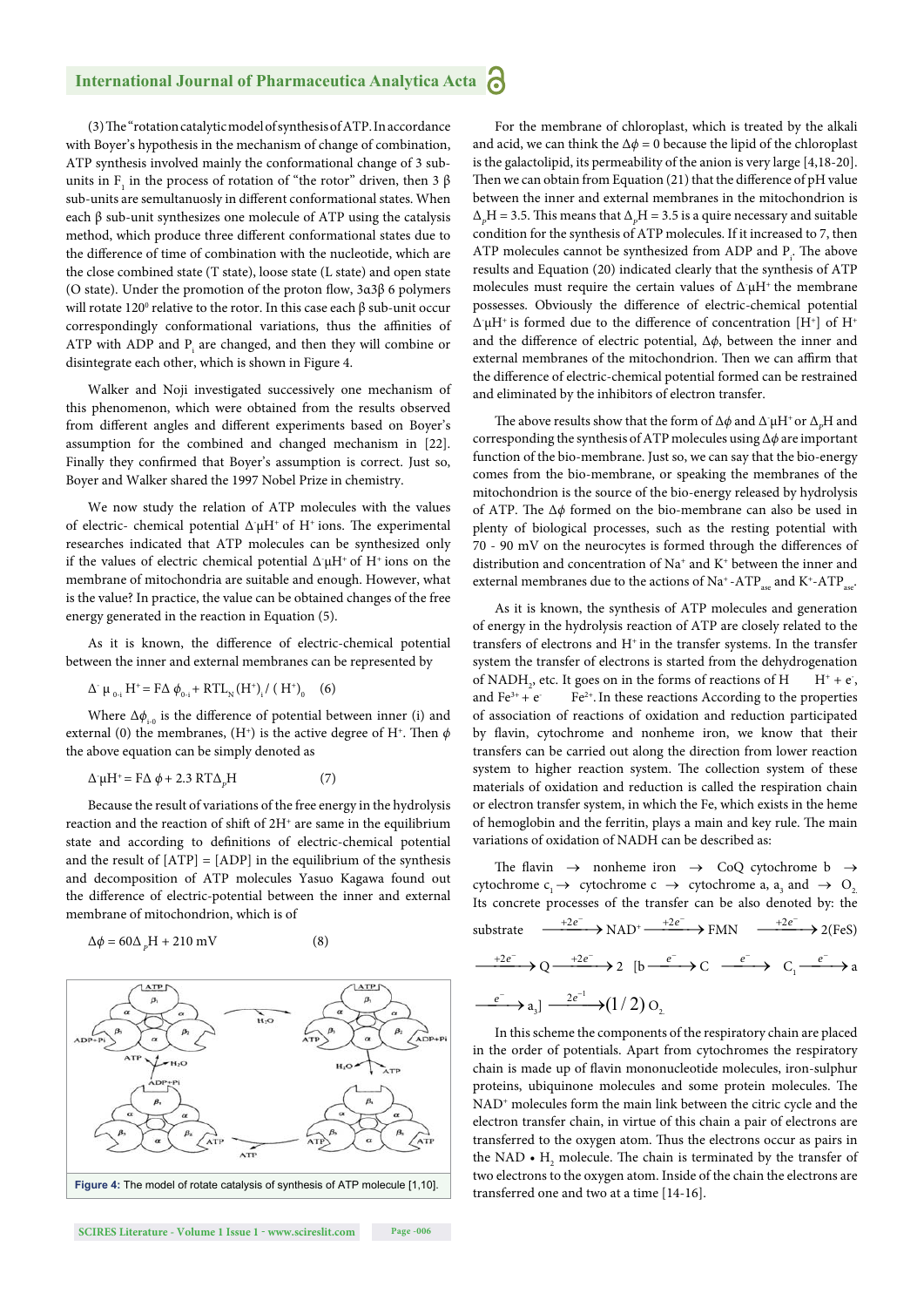(3) The "rotation catalytic model of synthesis of ATP. In accordance with Boyer's hypothesis in the mechanism of change of combination, ATP synthesis involved mainly the conformational change of 3 sub-units in $F_1$ in the process of rotation of "the rotor" driven, then 3 β sub-units are semultanuosly in different conformational states. When each β sub-unit synthesizes one molecule of ATP using the catalysis method, which produce three different conformational states due to the difference of time of combination with the nucleotide, which are the close combined state (T state), loose state (L state) and open state (O state). Under the promotion of the proton flow, 3α3β 6 polymers will rotate $120^0$ relative to the rotor. In this case each β sub-unit occur correspondingly conformational variations, thus the affinities of ATP with ADP and $P_i$ are changed, and then they will combine or disintegrate each other, which is shown in Figure 4.

Walker and Noji investigated successively one mechanism of this phenomenon, which were obtained from the results observed from different angles and different experiments based on Boyer's assumption for the combined and changed mechanism in [22]. Finally they confirmed that Boyer's assumption is correct. Just so, Boyer and Walker shared the 1997 Nobel Prize in chemistry.

We now study the relation of ATP molecules with the values of electric- chemical potential $\Delta^{-}\mu H^{+}$ of $H^{+}$ ions. The experimental researches indicated that ATP molecules can be synthesized only if the values of electric chemical potential $\Delta^{-}\mu H^{+}$ of $H^{+}$ ions on the membrane of mitochondria are suitable and enough. However, what is the value? In practice, the value can be obtained changes of the free energy generated in the reaction in Equation (5).

As it is known, the difference of electric-chemical potential between the inner and external membranes can be represented by

$$\Delta^{-}\mu_{0\text{-}i}H^{+} = F\Delta\phi_{0\text{-}i} + RTL_N (H^{+})_i / (H^{+})_0 \quad (6)$$

Where $\Delta\phi_{i\text{-}0}$ is the difference of potential between inner (i) and external (0) the membranes, $(H^{+})$ is the active degree of $H^{+}$. Then $\phi$ the above equation can be simply denoted as

$$\Delta^{-}\mu H^{+} = F\Delta\phi + 2.3\,RT\Delta_p H \quad (7)$$

Because the result of variations of the free energy in the hydrolysis reaction and the reaction of shift of $2H^{+}$ are same in the equilibrium state and according to definitions of electric-chemical potential and the result of [ATP] = [ADP] in the equilibrium of the synthesis and decomposition of ATP molecules Yasuo Kagawa found out the difference of electric-potential between the inner and external membrane of mitochondrion, which is of

$$\Delta\phi = 60\Delta_p H + 210 \text{ mV} \quad (8)$$

**Figure 4:** The model of rotate catalysis of synthesis of ATP molecule [1,10].

For the membrane of chloroplast, which is treated by the alkali and acid, we can think the $\Delta\phi = 0$ because the lipid of the chloroplast is the galactolipid, its permeability of the anion is very large [4,18-20]. Then we can obtain from Equation (21) that the difference of pH value between the inner and external membranes in the mitochondrion is $\Delta_p H = 3.5$. This means that $\Delta_p H = 3.5$ is a quire necessary and suitable condition for the synthesis of ATP molecules. If it increased to 7, then ATP molecules cannot be synthesized from ADP and $P_i$. The above results and Equation (20) indicated clearly that the synthesis of ATP molecules must require the certain values of $\Delta^{-}\mu H^{+}$ the membrane possesses. Obviously the difference of electric-chemical potential $\Delta^{-}\mu H^{+}$ is formed due to the difference of concentration $[H^{+}]$ of $H^{+}$ and the difference of electric potential, $\Delta\phi$, between the inner and external membranes of the mitochondrion. Then we can affirm that the difference of electric-chemical potential formed can be restrained and eliminated by the inhibitors of electron transfer.

The above results show that the form of $\Delta\phi$ and $\Delta^{-}\mu H^{+}$ or $\Delta_p H$ and corresponding the synthesis of ATP molecules using $\Delta\phi$ are important function of the bio-membrane. Just so, we can say that the bio-energy comes from the bio-membrane, or speaking the membranes of the mitochondrion is the source of the bio-energy released by hydrolysis of ATP. The $\Delta\phi$ formed on the bio-membrane can also be used in plenty of biological processes, such as the resting potential with 70 - 90 mV on the neurocytes is formed through the differences of distribution and concentration of $Na^{+}$ and $K^{+}$ between the inner and external membranes due to the actions of $Na^{+}$-$ATP_{ase}$ and $K^{+}$-$ATP_{ase}$.

As it is known, the synthesis of ATP molecules and generation of energy in the hydrolysis reaction of ATP are closely related to the transfers of electrons and $H^{+}$ in the transfer systems. In the transfer system the transfer of electrons is started from the dehydrogenation of $NADH_2$, etc. It goes on in the forms of reactions of H $H^{+} + e^{-}$, and $Fe^{3+} + e^{-}$ $Fe^{2+}$. In these reactions According to the properties of association of reactions of oxidation and reduction participated by flavin, cytochrome and nonheme iron, we know that their transfers can be carried out along the direction from lower reaction system to higher reaction system. The collection system of these materials of oxidation and reduction is called the respiration chain or electron transfer system, in which the Fe, which exists in the heme of hemoglobin and the ferritin, plays a main and key rule. The main variations of oxidation of NADH can be described as:

The flavin → nonheme iron → CoQ cytochrome b → cytochrome $c_1$ → cytochrome c → cytochrome a, $a_3$ and → $O_2$. Its concrete processes of the transfer can be also denoted by: the

$$\text{substrate} \xrightarrow{+2e^-} NAD^{+} \xrightarrow{+2e^-} FMN \xrightarrow{+2e^-} 2(FeS) \xrightarrow{+2e^-} Q \xrightarrow{+2e^-} 2\ [b \xrightarrow{e^-} C \xrightarrow{e^-} C_1 \xrightarrow{e^-} a \xrightarrow{e^-} a_3] \xrightarrow{2e^{-1}} (1/2)\,O_2$$

In this scheme the components of the respiratory chain are placed in the order of potentials. Apart from cytochromes the respiratory chain is made up of flavin mononucleotide molecules, iron-sulphur proteins, ubiquinone molecules and some protein molecules. The $NAD^{+}$ molecules form the main link between the citric cycle and the electron transfer chain, in virtue of this chain a pair of electrons are transferred to the oxygen atom. Thus the electrons occur as pairs in the NAD • $H_2$ molecule. The chain is terminated by the transfer of two electrons to the oxygen atom. Inside of the chain the electrons are transferred one and two at a time [14-16].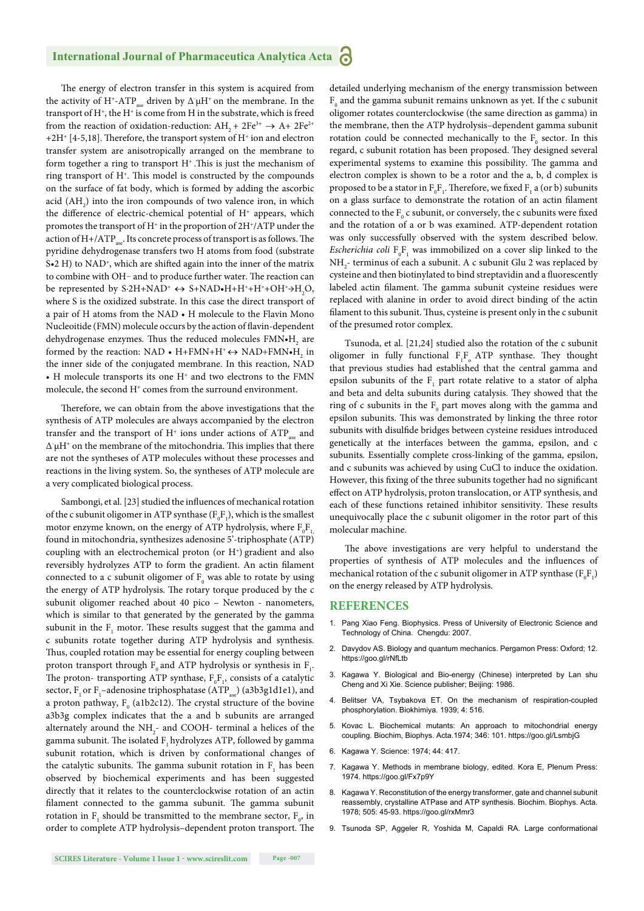The energy of electron transfer in this system is acquired from the activity of $H^+$-$ATP_{ase}$ driven by $\Delta\mu H^+$ on the membrane. In the transport of $H^+$, the $H^+$ is come from H in the substrate, which is freed from the reaction of oxidation-reduction: $AH_2 + 2Fe^{3+} \rightarrow A + 2Fe^{2+} + 2H^+$ [4-5,18]. Therefore, the transport system of $H^+$ ion and electron transfer system are anisotropically arranged on the membrane to form together a ring to transport $H^+$. This is just the mechanism of ring transport of $H^+$. This model is constructed by the compounds on the surface of fat body, which is formed by adding the ascorbic acid ($AH_2$) into the iron compounds of two valence iron, in which the difference of electric-chemical potential of $H^+$ appears, which promotes the transport of $H^+$ in the proportion of $2H^+$/ATP under the action of H+/$ATP_{ase}$. Its concrete process of transport is as follows. The pyridine dehydrogenase transfers two H atoms from food (substrate S•2 H) to $NAD^+$, which are shifted again into the inner of the matrix to combine with OH− and to produce further water. The reaction can be represented by $S{\cdot}2H+NAD^+ \leftrightarrow S+NAD{\bullet}H+H^++H^++OH^+ \rightarrow H_2O$, where S is the oxidized substrate. In this case the direct transport of a pair of H atoms from the NAD • H molecule to the Flavin Mono Nucleoitide (FMN) molecule occurs by the action of flavin-dependent dehydrogenase enzymes. Thus the reduced molecules FMN•$H_2$ are formed by the reaction: NAD • $H+FMN+H^+ \leftrightarrow NAD+FMN{\bullet}H_2$ in the inner side of the conjugated membrane. In this reaction, NAD • H molecule transports its one $H^+$ and two electrons to the FMN molecule, the second $H^+$ comes from the surround environment.

Therefore, we can obtain from the above investigations that the synthesis of ATP molecules are always accompanied by the electron transfer and the transport of $H^+$ ions under actions of $ATP_{ase}$ and $\Delta\mu H^+$ on the membrane of the mitochondria. This implies that there are not the syntheses of ATP molecules without these processes and reactions in the living system. So, the syntheses of ATP molecule are a very complicated biological process.

Sambongi, et al. [23] studied the influences of mechanical rotation of the c subunit oligomer in ATP synthase ($F_0F_1$), which is the smallest motor enzyme known, on the energy of ATP hydrolysis, where $F_0F_1$, found in mitochondria, synthesizes adenosine 5'-triphosphate (ATP) coupling with an electrochemical proton (or $H^+$) gradient and also reversibly hydrolyzes ATP to form the gradient. An actin filament connected to a c subunit oligomer of $F_0$ was able to rotate by using the energy of ATP hydrolysis. The rotary torque produced by the c subunit oligomer reached about 40 pico – Newton - nanometers, which is similar to that generated by the generated by the gamma subunit in the $F_1$ motor. These results suggest that the gamma and c subunits rotate together during ATP hydrolysis and synthesis. Thus, coupled rotation may be essential for energy coupling between proton transport through $F_0$ and ATP hydrolysis or synthesis in $F_1$. The proton- transporting ATP synthase, $F_0F_1$, consists of a catalytic sector, $F_1$ or $F_1$–adenosine triphosphatase ($ATP_{ase}$) (a3b3g1d1e1), and a proton pathway, $F_0$ (a1b2c12). The crystal structure of the bovine a3b3g complex indicates that the a and b subunits are arranged alternately around the $NH_2$- and COOH- terminal a helices of the gamma subunit. The isolated $F_1$ hydrolyzes ATP, followed by gamma subunit rotation, which is driven by conformational changes of the catalytic subunits. The gamma subunit rotation in $F_1$ has been observed by biochemical experiments and has been suggested directly that it relates to the counterclockwise rotation of an actin filament connected to the gamma subunit. The gamma subunit rotation in $F_1$ should be transmitted to the membrane sector, $F_0$, in order to complete ATP hydrolysis–dependent proton transport. The detailed underlying mechanism of the energy transmission between $F_0$ and the gamma subunit remains unknown as yet. If the c subunit oligomer rotates counterclockwise (the same direction as gamma) in the membrane, then the ATP hydrolysis–dependent gamma subunit rotation could be connected mechanically to the $F_0$ sector. In this regard, c subunit rotation has been proposed. They designed several experimental systems to examine this possibility. The gamma and electron complex is shown to be a rotor and the a, b, d complex is proposed to be a stator in $F_0F_1$. Therefore, we fixed $F_1$ a (or b) subunits on a glass surface to demonstrate the rotation of an actin filament connected to the $F_0$ c subunit, or conversely, the c subunits were fixed and the rotation of a or b was examined. ATP-dependent rotation was only successfully observed with the system described below. *Escherichia coli* $F_0F_1$ was immobilized on a cover slip linked to the $NH_2$- terminus of each a subunit. A c subunit Glu 2 was replaced by cysteine and then biotinylated to bind streptavidin and a fluorescently labeled actin filament. The gamma subunit cysteine residues were replaced with alanine in order to avoid direct binding of the actin filament to this subunit. Thus, cysteine is present only in the c subunit of the presumed rotor complex.

Tsunoda, et al. [21,24] studied also the rotation of the c subunit oligomer in fully functional $F_1F_o$ ATP synthase. They thought that previous studies had established that the central gamma and epsilon subunits of the $F_1$ part rotate relative to a stator of alpha and beta and delta subunits during catalysis. They showed that the ring of c subunits in the $F_0$ part moves along with the gamma and epsilon subunits. This was demonstrated by linking the three rotor subunits with disulfide bridges between cysteine residues introduced genetically at the interfaces between the gamma, epsilon, and c subunits. Essentially complete cross-linking of the gamma, epsilon, and c subunits was achieved by using CuCl to induce the oxidation. However, this fixing of the three subunits together had no significant effect on ATP hydrolysis, proton translocation, or ATP synthesis, and each of these functions retained inhibitor sensitivity. These results unequivocally place the c subunit oligomer in the rotor part of this molecular machine.

The above investigations are very helpful to understand the properties of synthesis of ATP molecules and the influences of mechanical rotation of the c subunit oligomer in ATP synthase ($F_0F_1$) on the energy released by ATP hydrolysis.

## REFERENCES

1. Pang Xiao Feng. Biophysics. Press of University of Electronic Science and Technology of China. Chengdu: 2007.
2. Davydov AS. Biology and quantum mechanics. Pergamon Press: Oxford; 12. https://goo.gl/rNfLtb
3. Kagawa Y. Biological and Bio-energy (Chinese) interpreted by Lan shu Cheng and Xi Xie. Science publisher; Beijing: 1986.
4. Belitser VA, Tsybakova ET. On the mechanism of respiration-coupled phosphorylation. Biokhimiya. 1939; 4: 516.
5. Kovac L. Biochemical mutants: An approach to mitochondrial energy coupling. Biochim, Biophys. Acta.1974; 346: 101. https://goo.gl/LsmbjG
6. Kagawa Y. Science: 1974; 44: 417.
7. Kagawa Y. Methods in membrane biology, edited. Kora E, Plenum Press: 1974. https://goo.gl/Fx7p9Y
8. Kagawa Y. Reconstitution of the energy transformer, gate and channel subunit reassembly, crystalline ATPase and ATP synthesis. Biochim. Biophys. Acta. 1978; 505: 45-93. https://goo.gl/rxMmr3
9. Tsunoda SP, Aggeler R, Yoshida M, Capaldi RA. Large conformational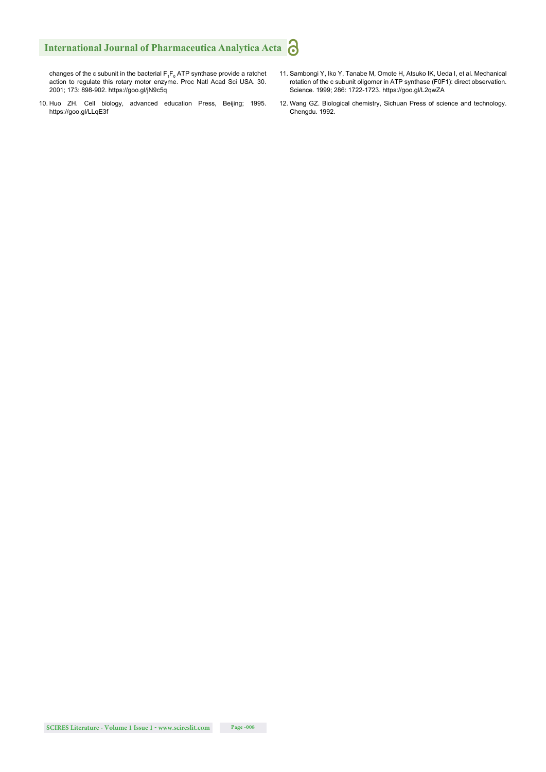changes of the ε subunit in the bacterial $F_1F_0$ ATP synthase provide a ratchet action to regulate this rotary motor enzyme. Proc Natl Acad Sci USA. 30. 2001; 173: 898-902. https://goo.gl/jN9c5q

10. Huo ZH. Cell biology, advanced education Press, Beijing; 1995. https://goo.gl/LLqE3f

11. Sambongi Y, Iko Y, Tanabe M, Omote H, Atsuko IK, Ueda I, et al. Mechanical rotation of the c subunit oligomer in ATP synthase (F0F1): direct observation. Science. 1999; 286: 1722-1723. https://goo.gl/L2qwZA

12. Wang GZ. Biological chemistry, Sichuan Press of science and technology. Chengdu. 1992.